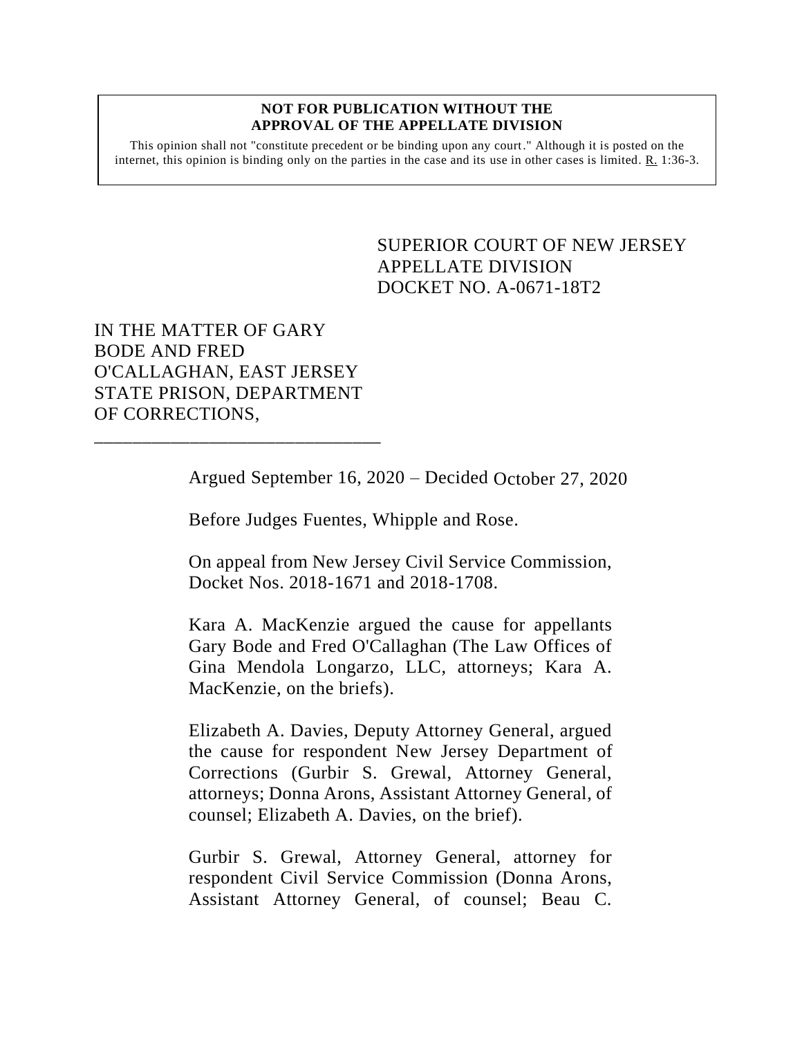**NOT FOR PUBLICATION WITHOUT THE APPROVAL OF THE APPELLATE DIVISION**

This opinion shall not "constitute precedent or be binding upon any court." Although it is posted on the internet, this opinion is binding only on the parties in the case and its use in other cases is limited. R. 1:36-3.

SUPERIOR COURT OF NEW JERSEY
APPELLATE DIVISION
DOCKET NO. A-0671-18T2

IN THE MATTER OF GARY BODE AND FRED O'CALLAGHAN, EAST JERSEY STATE PRISON, DEPARTMENT OF CORRECTIONS,

_______________________________

Argued September 16, 2020 – Decided October 27, 2020

Before Judges Fuentes, Whipple and Rose.

On appeal from New Jersey Civil Service Commission, Docket Nos. 2018-1671 and 2018-1708.

Kara A. MacKenzie argued the cause for appellants Gary Bode and Fred O'Callaghan (The Law Offices of Gina Mendola Longarzo, LLC, attorneys; Kara A. MacKenzie, on the briefs).

Elizabeth A. Davies, Deputy Attorney General, argued the cause for respondent New Jersey Department of Corrections (Gurbir S. Grewal, Attorney General, attorneys; Donna Arons, Assistant Attorney General, of counsel; Elizabeth A. Davies, on the brief).

Gurbir S. Grewal, Attorney General, attorney for respondent Civil Service Commission (Donna Arons, Assistant Attorney General, of counsel; Beau C.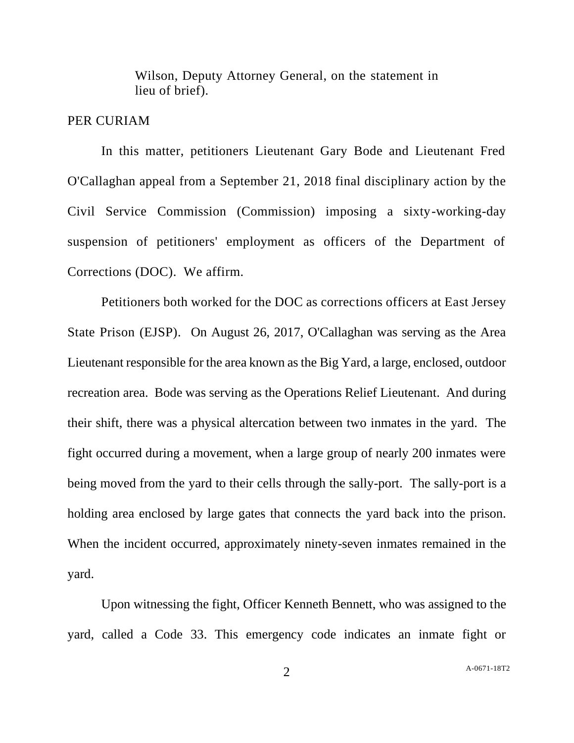Wilson, Deputy Attorney General, on the statement in lieu of brief).

PER CURIAM

In this matter, petitioners Lieutenant Gary Bode and Lieutenant Fred O'Callaghan appeal from a September 21, 2018 final disciplinary action by the Civil Service Commission (Commission) imposing a sixty-working-day suspension of petitioners' employment as officers of the Department of Corrections (DOC). We affirm.

Petitioners both worked for the DOC as corrections officers at East Jersey State Prison (EJSP). On August 26, 2017, O'Callaghan was serving as the Area Lieutenant responsible for the area known as the Big Yard, a large, enclosed, outdoor recreation area. Bode was serving as the Operations Relief Lieutenant. And during their shift, there was a physical altercation between two inmates in the yard. The fight occurred during a movement, when a large group of nearly 200 inmates were being moved from the yard to their cells through the sally-port. The sally-port is a holding area enclosed by large gates that connects the yard back into the prison. When the incident occurred, approximately ninety-seven inmates remained in the yard.

Upon witnessing the fight, Officer Kenneth Bennett, who was assigned to the yard, called a Code 33. This emergency code indicates an inmate fight or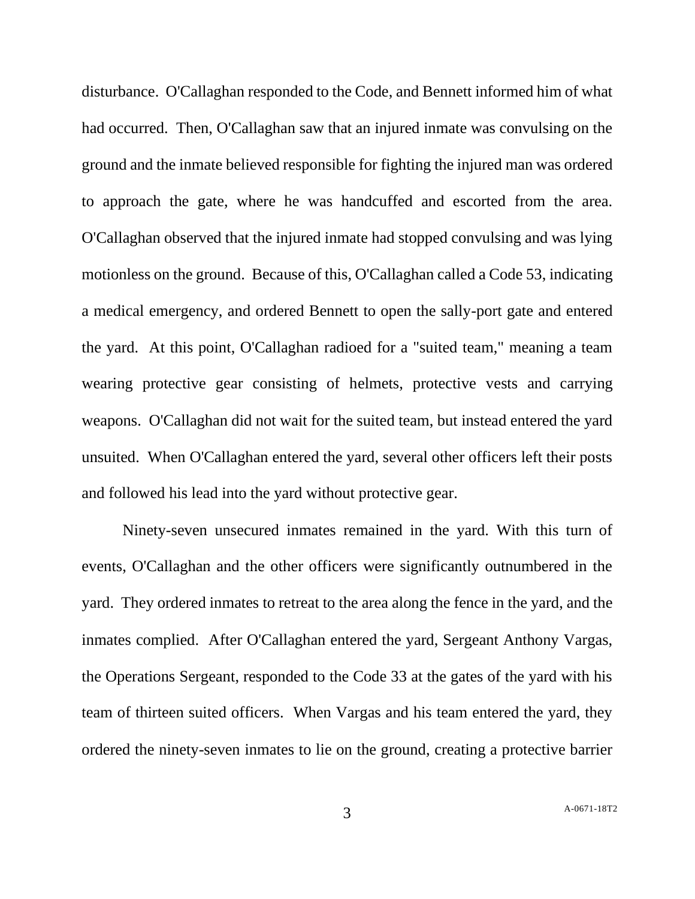disturbance. O'Callaghan responded to the Code, and Bennett informed him of what had occurred. Then, O'Callaghan saw that an injured inmate was convulsing on the ground and the inmate believed responsible for fighting the injured man was ordered to approach the gate, where he was handcuffed and escorted from the area. O'Callaghan observed that the injured inmate had stopped convulsing and was lying motionless on the ground. Because of this, O'Callaghan called a Code 53, indicating a medical emergency, and ordered Bennett to open the sally-port gate and entered the yard. At this point, O'Callaghan radioed for a "suited team," meaning a team wearing protective gear consisting of helmets, protective vests and carrying weapons. O'Callaghan did not wait for the suited team, but instead entered the yard unsuited. When O'Callaghan entered the yard, several other officers left their posts and followed his lead into the yard without protective gear.

Ninety-seven unsecured inmates remained in the yard. With this turn of events, O'Callaghan and the other officers were significantly outnumbered in the yard. They ordered inmates to retreat to the area along the fence in the yard, and the inmates complied. After O'Callaghan entered the yard, Sergeant Anthony Vargas, the Operations Sergeant, responded to the Code 33 at the gates of the yard with his team of thirteen suited officers. When Vargas and his team entered the yard, they ordered the ninety-seven inmates to lie on the ground, creating a protective barrier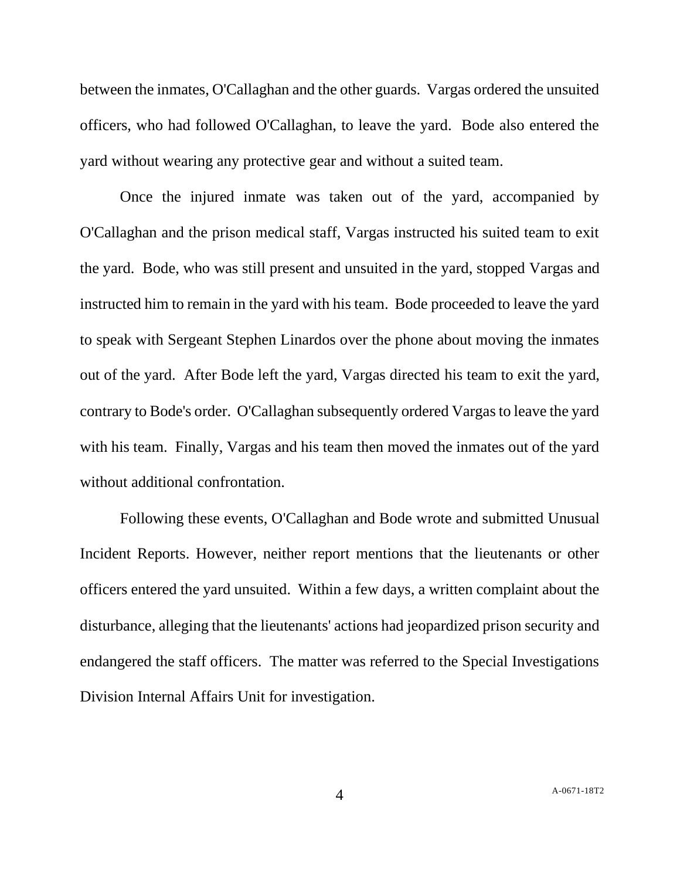between the inmates, O'Callaghan and the other guards. Vargas ordered the unsuited officers, who had followed O'Callaghan, to leave the yard. Bode also entered the yard without wearing any protective gear and without a suited team.

Once the injured inmate was taken out of the yard, accompanied by O'Callaghan and the prison medical staff, Vargas instructed his suited team to exit the yard. Bode, who was still present and unsuited in the yard, stopped Vargas and instructed him to remain in the yard with his team. Bode proceeded to leave the yard to speak with Sergeant Stephen Linardos over the phone about moving the inmates out of the yard. After Bode left the yard, Vargas directed his team to exit the yard, contrary to Bode's order. O'Callaghan subsequently ordered Vargas to leave the yard with his team. Finally, Vargas and his team then moved the inmates out of the yard without additional confrontation.

Following these events, O'Callaghan and Bode wrote and submitted Unusual Incident Reports. However, neither report mentions that the lieutenants or other officers entered the yard unsuited. Within a few days, a written complaint about the disturbance, alleging that the lieutenants' actions had jeopardized prison security and endangered the staff officers. The matter was referred to the Special Investigations Division Internal Affairs Unit for investigation.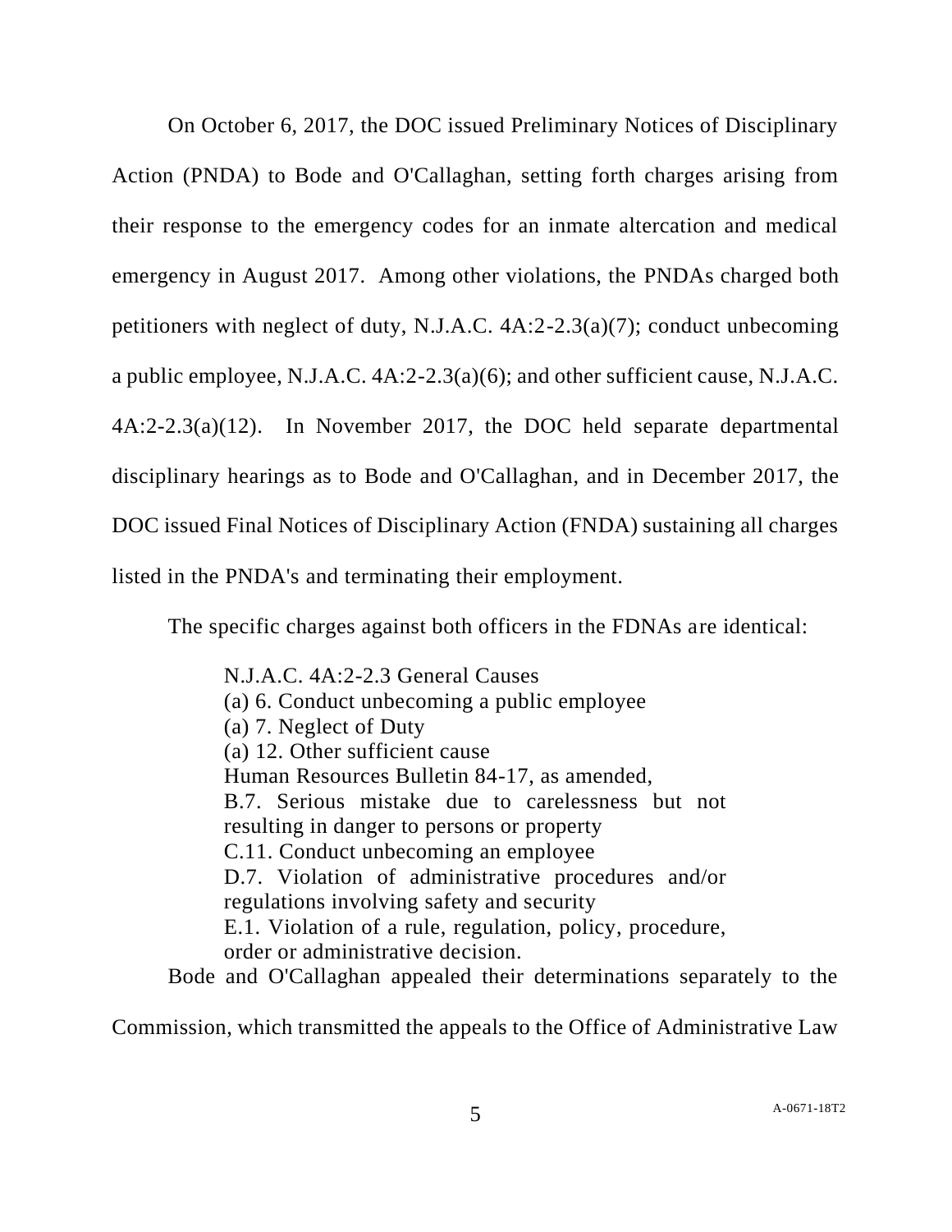On October 6, 2017, the DOC issued Preliminary Notices of Disciplinary Action (PNDA) to Bode and O'Callaghan, setting forth charges arising from their response to the emergency codes for an inmate altercation and medical emergency in August 2017. Among other violations, the PNDAs charged both petitioners with neglect of duty, N.J.A.C. 4A:2-2.3(a)(7); conduct unbecoming a public employee, N.J.A.C. 4A:2-2.3(a)(6); and other sufficient cause, N.J.A.C. 4A:2-2.3(a)(12). In November 2017, the DOC held separate departmental disciplinary hearings as to Bode and O'Callaghan, and in December 2017, the DOC issued Final Notices of Disciplinary Action (FNDA) sustaining all charges listed in the PNDA's and terminating their employment.

The specific charges against both officers in the FDNAs are identical:

> N.J.A.C. 4A:2-2.3 General Causes
> (a) 6. Conduct unbecoming a public employee
> (a) 7. Neglect of Duty
> (a) 12. Other sufficient cause
> Human Resources Bulletin 84-17, as amended,
> B.7. Serious mistake due to carelessness but not resulting in danger to persons or property
> C.11. Conduct unbecoming an employee
> D.7. Violation of administrative procedures and/or regulations involving safety and security
> E.1. Violation of a rule, regulation, policy, procedure, order or administrative decision.

Bode and O'Callaghan appealed their determinations separately to the Commission, which transmitted the appeals to the Office of Administrative Law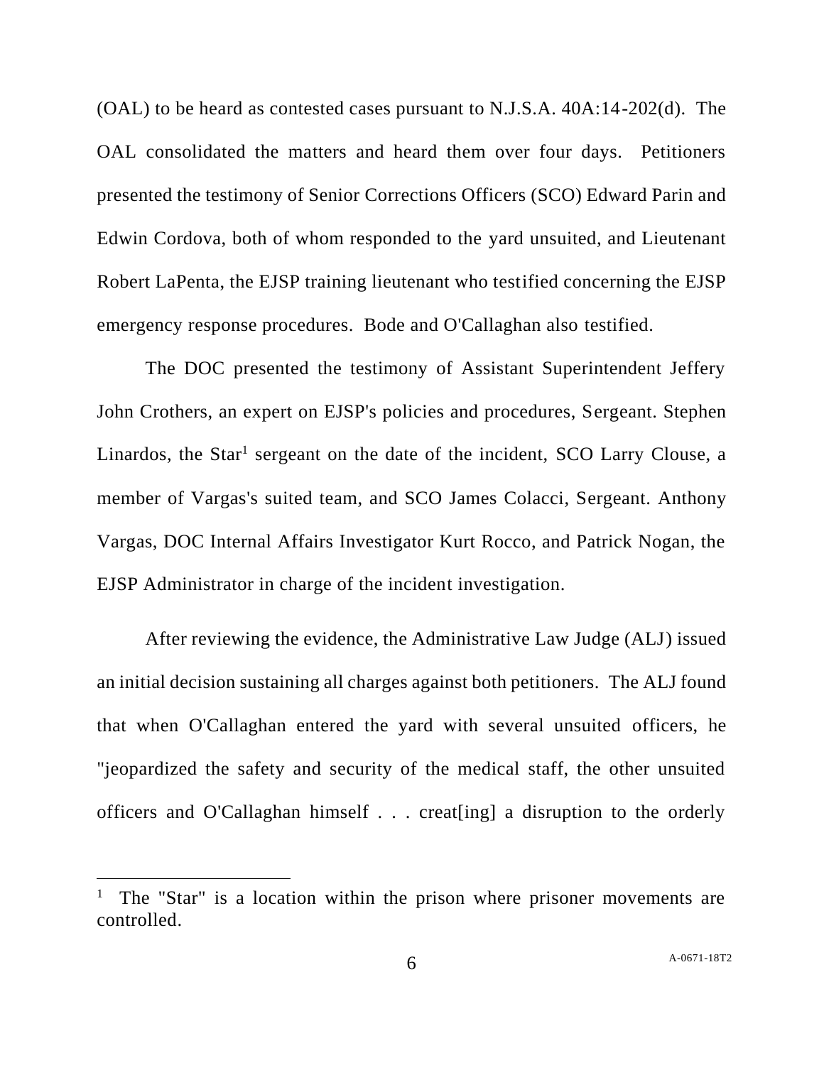(OAL) to be heard as contested cases pursuant to N.J.S.A. 40A:14-202(d). The OAL consolidated the matters and heard them over four days. Petitioners presented the testimony of Senior Corrections Officers (SCO) Edward Parin and Edwin Cordova, both of whom responded to the yard unsuited, and Lieutenant Robert LaPenta, the EJSP training lieutenant who testified concerning the EJSP emergency response procedures. Bode and O'Callaghan also testified.

The DOC presented the testimony of Assistant Superintendent Jeffery John Crothers, an expert on EJSP's policies and procedures, Sergeant. Stephen Linardos, the Star[1] sergeant on the date of the incident, SCO Larry Clouse, a member of Vargas's suited team, and SCO James Colacci, Sergeant. Anthony Vargas, DOC Internal Affairs Investigator Kurt Rocco, and Patrick Nogan, the EJSP Administrator in charge of the incident investigation.

After reviewing the evidence, the Administrative Law Judge (ALJ) issued an initial decision sustaining all charges against both petitioners. The ALJ found that when O'Callaghan entered the yard with several unsuited officers, he "jeopardized the safety and security of the medical staff, the other unsuited officers and O'Callaghan himself . . . creat[ing] a disruption to the orderly

---

[1] The "Star" is a location within the prison where prisoner movements are controlled.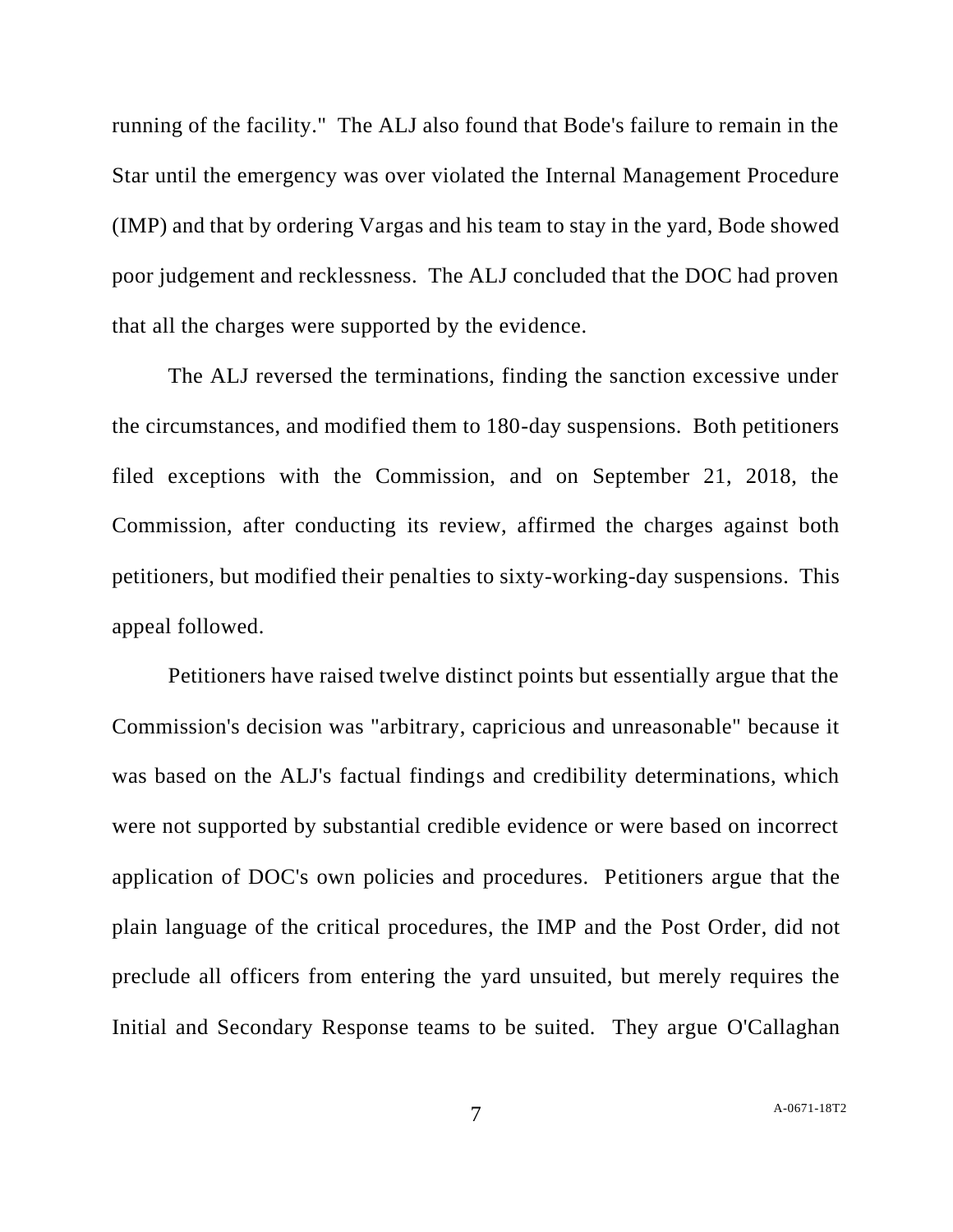running of the facility." The ALJ also found that Bode's failure to remain in the Star until the emergency was over violated the Internal Management Procedure (IMP) and that by ordering Vargas and his team to stay in the yard, Bode showed poor judgement and recklessness. The ALJ concluded that the DOC had proven that all the charges were supported by the evidence.

The ALJ reversed the terminations, finding the sanction excessive under the circumstances, and modified them to 180-day suspensions. Both petitioners filed exceptions with the Commission, and on September 21, 2018, the Commission, after conducting its review, affirmed the charges against both petitioners, but modified their penalties to sixty-working-day suspensions. This appeal followed.

Petitioners have raised twelve distinct points but essentially argue that the Commission's decision was "arbitrary, capricious and unreasonable" because it was based on the ALJ's factual findings and credibility determinations, which were not supported by substantial credible evidence or were based on incorrect application of DOC's own policies and procedures. Petitioners argue that the plain language of the critical procedures, the IMP and the Post Order, did not preclude all officers from entering the yard unsuited, but merely requires the Initial and Secondary Response teams to be suited. They argue O'Callaghan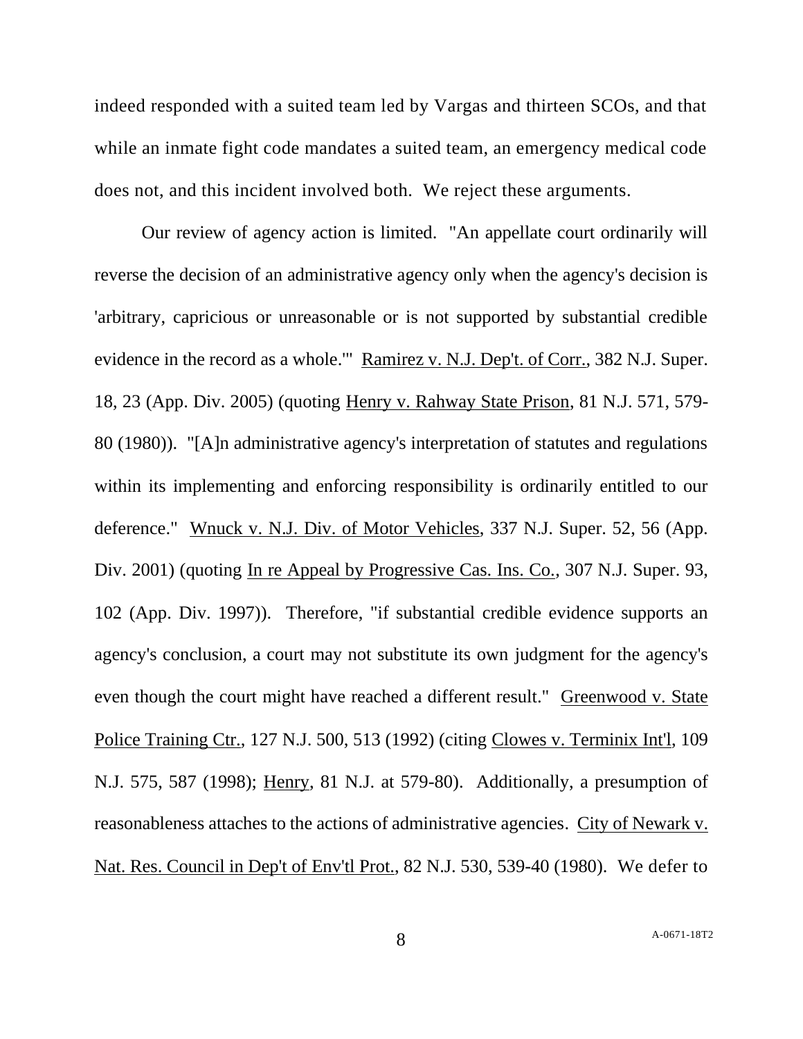indeed responded with a suited team led by Vargas and thirteen SCOs, and that while an inmate fight code mandates a suited team, an emergency medical code does not, and this incident involved both. We reject these arguments.

Our review of agency action is limited. "An appellate court ordinarily will reverse the decision of an administrative agency only when the agency's decision is 'arbitrary, capricious or unreasonable or is not supported by substantial credible evidence in the record as a whole.'" Ramirez v. N.J. Dep't. of Corr., 382 N.J. Super. 18, 23 (App. Div. 2005) (quoting Henry v. Rahway State Prison, 81 N.J. 571, 579-80 (1980)). "[A]n administrative agency's interpretation of statutes and regulations within its implementing and enforcing responsibility is ordinarily entitled to our deference." Wnuck v. N.J. Div. of Motor Vehicles, 337 N.J. Super. 52, 56 (App. Div. 2001) (quoting In re Appeal by Progressive Cas. Ins. Co., 307 N.J. Super. 93, 102 (App. Div. 1997)). Therefore, "if substantial credible evidence supports an agency's conclusion, a court may not substitute its own judgment for the agency's even though the court might have reached a different result." Greenwood v. State Police Training Ctr., 127 N.J. 500, 513 (1992) (citing Clowes v. Terminix Int'l, 109 N.J. 575, 587 (1998); Henry, 81 N.J. at 579-80). Additionally, a presumption of reasonableness attaches to the actions of administrative agencies. City of Newark v. Nat. Res. Council in Dep't of Env'tl Prot., 82 N.J. 530, 539-40 (1980). We defer to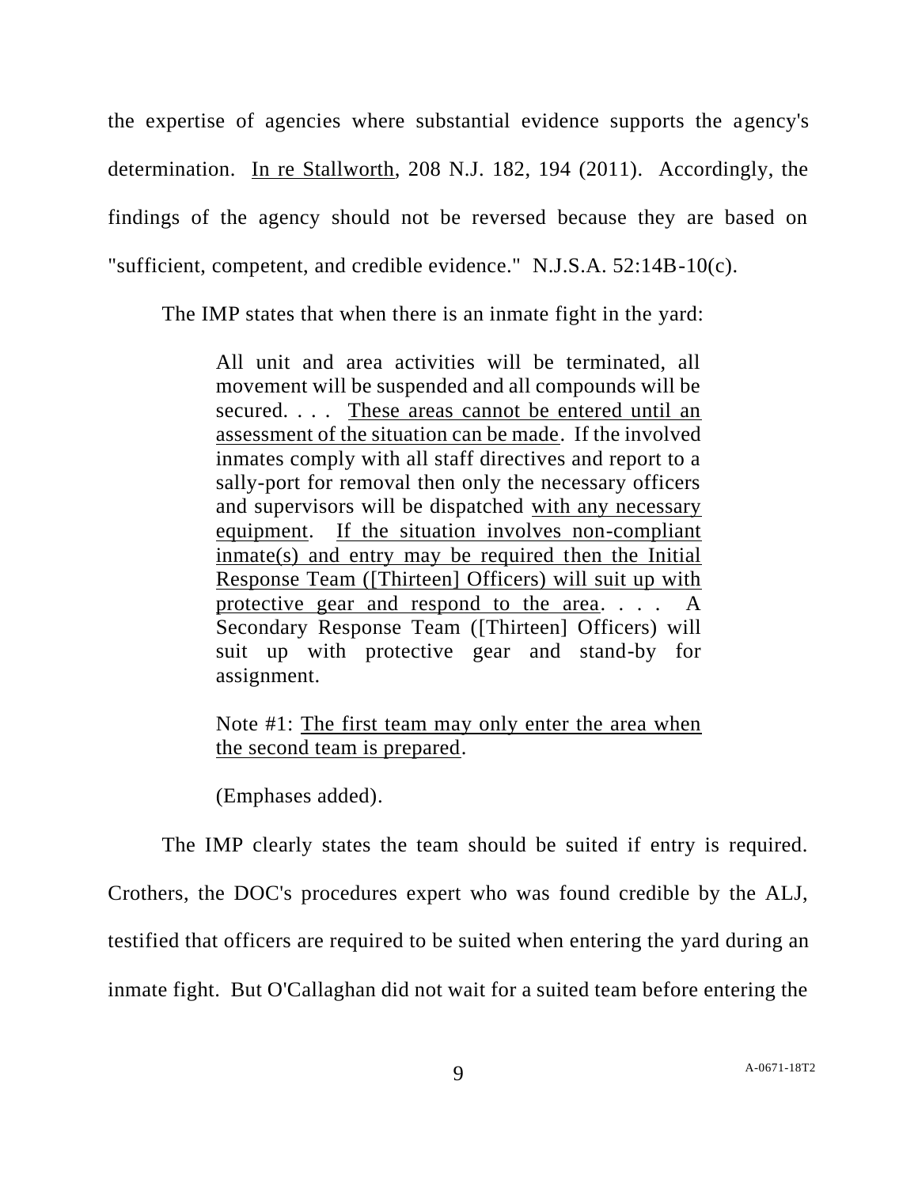the expertise of agencies where substantial evidence supports the agency's determination. <u>In re Stallworth</u>, 208 N.J. 182, 194 (2011). Accordingly, the findings of the agency should not be reversed because they are based on "sufficient, competent, and credible evidence." N.J.S.A. 52:14B-10(c).

The IMP states that when there is an inmate fight in the yard:

> All unit and area activities will be terminated, all movement will be suspended and all compounds will be secured. . . . <u>These areas cannot be entered until an assessment of the situation can be made</u>. If the involved inmates comply with all staff directives and report to a sally-port for removal then only the necessary officers and supervisors will be dispatched <u>with any necessary equipment</u>. <u>If the situation involves non-compliant inmate(s) and entry may be required then the Initial Response Team ([Thirteen] Officers) will suit up with protective gear and respond to the area</u>. . . . A Secondary Response Team ([Thirteen] Officers) will suit up with protective gear and stand-by for assignment.
>
> Note #1: <u>The first team may only enter the area when the second team is prepared</u>.
>
> (Emphases added).

The IMP clearly states the team should be suited if entry is required. Crothers, the DOC's procedures expert who was found credible by the ALJ, testified that officers are required to be suited when entering the yard during an inmate fight. But O'Callaghan did not wait for a suited team before entering the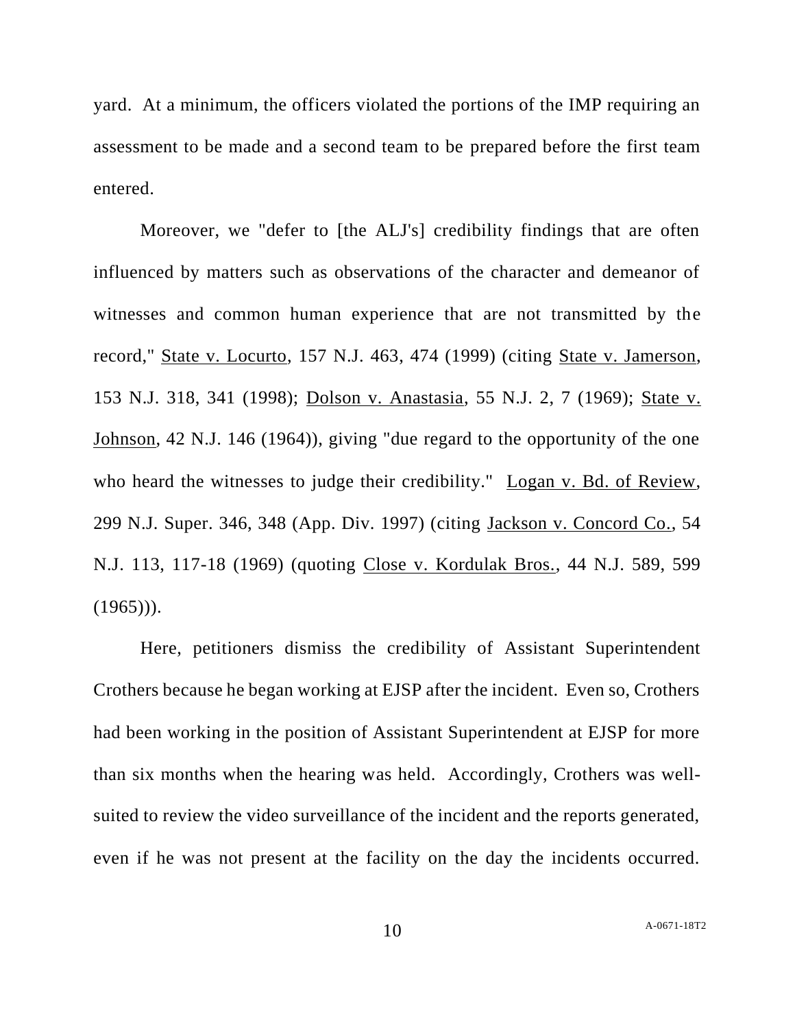yard. At a minimum, the officers violated the portions of the IMP requiring an assessment to be made and a second team to be prepared before the first team entered.

Moreover, we "defer to [the ALJ's] credibility findings that are often influenced by matters such as observations of the character and demeanor of witnesses and common human experience that are not transmitted by the record," State v. Locurto, 157 N.J. 463, 474 (1999) (citing State v. Jamerson, 153 N.J. 318, 341 (1998); Dolson v. Anastasia, 55 N.J. 2, 7 (1969); State v. Johnson, 42 N.J. 146 (1964)), giving "due regard to the opportunity of the one who heard the witnesses to judge their credibility." Logan v. Bd. of Review, 299 N.J. Super. 346, 348 (App. Div. 1997) (citing Jackson v. Concord Co., 54 N.J. 113, 117-18 (1969) (quoting Close v. Kordulak Bros., 44 N.J. 589, 599 (1965))).

Here, petitioners dismiss the credibility of Assistant Superintendent Crothers because he began working at EJSP after the incident. Even so, Crothers had been working in the position of Assistant Superintendent at EJSP for more than six months when the hearing was held. Accordingly, Crothers was well-suited to review the video surveillance of the incident and the reports generated, even if he was not present at the facility on the day the incidents occurred.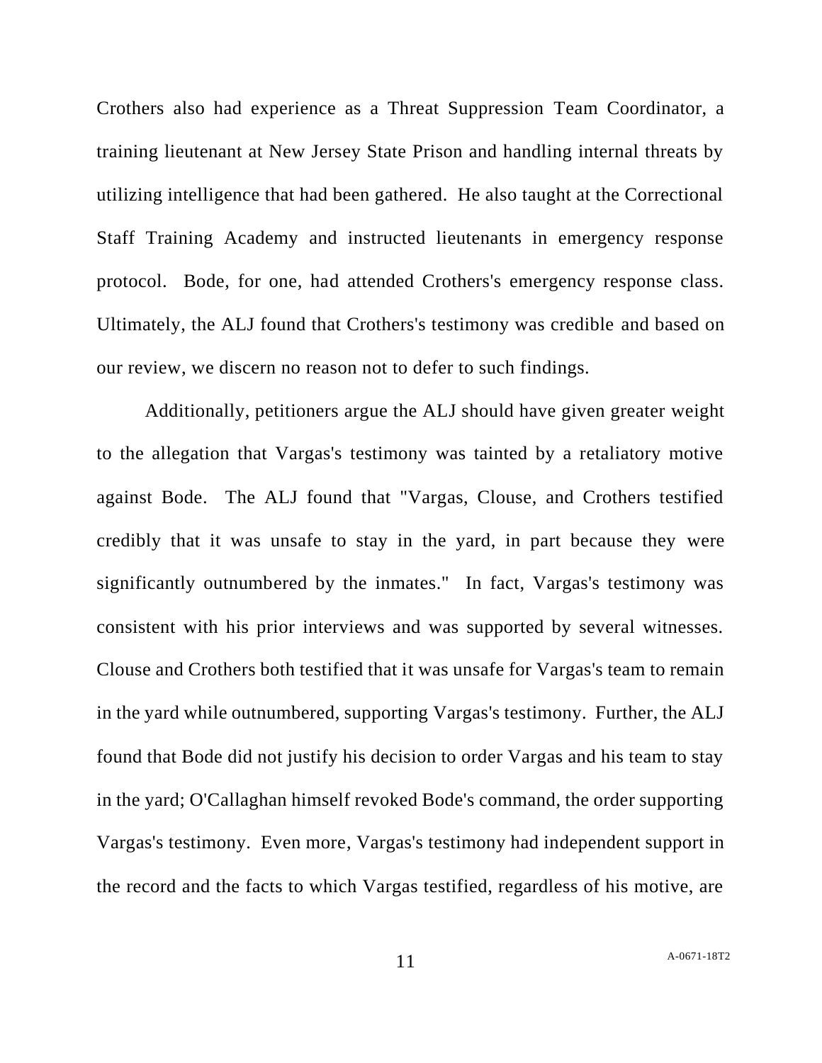Crothers also had experience as a Threat Suppression Team Coordinator, a training lieutenant at New Jersey State Prison and handling internal threats by utilizing intelligence that had been gathered. He also taught at the Correctional Staff Training Academy and instructed lieutenants in emergency response protocol. Bode, for one, had attended Crothers's emergency response class. Ultimately, the ALJ found that Crothers's testimony was credible and based on our review, we discern no reason not to defer to such findings.

Additionally, petitioners argue the ALJ should have given greater weight to the allegation that Vargas's testimony was tainted by a retaliatory motive against Bode. The ALJ found that "Vargas, Clouse, and Crothers testified credibly that it was unsafe to stay in the yard, in part because they were significantly outnumbered by the inmates." In fact, Vargas's testimony was consistent with his prior interviews and was supported by several witnesses. Clouse and Crothers both testified that it was unsafe for Vargas's team to remain in the yard while outnumbered, supporting Vargas's testimony. Further, the ALJ found that Bode did not justify his decision to order Vargas and his team to stay in the yard; O'Callaghan himself revoked Bode's command, the order supporting Vargas's testimony. Even more, Vargas's testimony had independent support in the record and the facts to which Vargas testified, regardless of his motive, are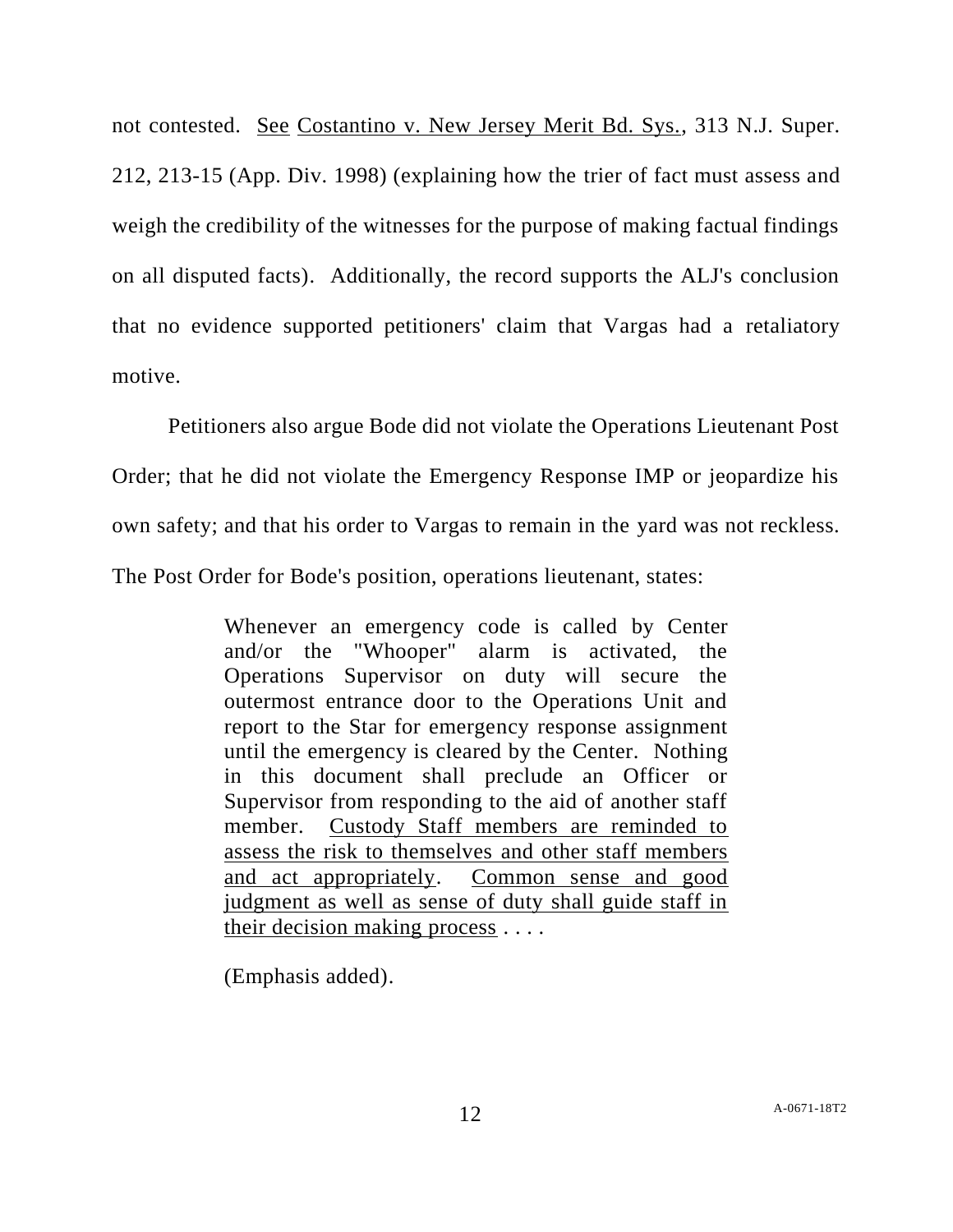not contested. See Costantino v. New Jersey Merit Bd. Sys., 313 N.J. Super. 212, 213-15 (App. Div. 1998) (explaining how the trier of fact must assess and weigh the credibility of the witnesses for the purpose of making factual findings on all disputed facts). Additionally, the record supports the ALJ's conclusion that no evidence supported petitioners' claim that Vargas had a retaliatory motive.

Petitioners also argue Bode did not violate the Operations Lieutenant Post Order; that he did not violate the Emergency Response IMP or jeopardize his own safety; and that his order to Vargas to remain in the yard was not reckless. The Post Order for Bode's position, operations lieutenant, states:

> Whenever an emergency code is called by Center and/or the "Whooper" alarm is activated, the Operations Supervisor on duty will secure the outermost entrance door to the Operations Unit and report to the Star for emergency response assignment until the emergency is cleared by the Center. Nothing in this document shall preclude an Officer or Supervisor from responding to the aid of another staff member. <u>Custody Staff members are reminded to assess the risk to themselves and other staff members and act appropriately</u>. <u>Common sense and good judgment as well as sense of duty shall guide staff in their decision making process</u> . . . .
>
> (Emphasis added).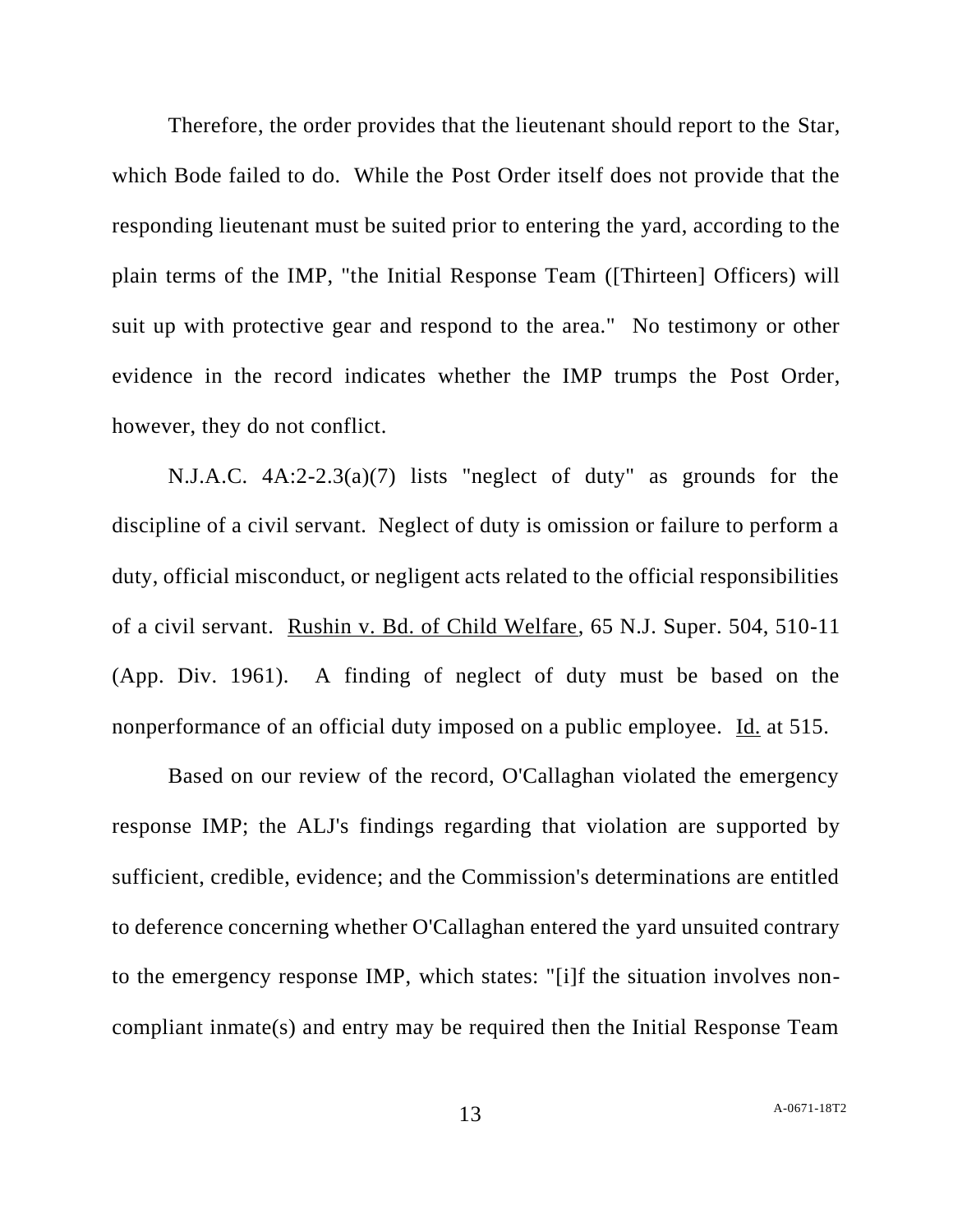Therefore, the order provides that the lieutenant should report to the Star, which Bode failed to do. While the Post Order itself does not provide that the responding lieutenant must be suited prior to entering the yard, according to the plain terms of the IMP, "the Initial Response Team ([Thirteen] Officers) will suit up with protective gear and respond to the area." No testimony or other evidence in the record indicates whether the IMP trumps the Post Order, however, they do not conflict.

N.J.A.C. 4A:2-2.3(a)(7) lists "neglect of duty" as grounds for the discipline of a civil servant. Neglect of duty is omission or failure to perform a duty, official misconduct, or negligent acts related to the official responsibilities of a civil servant. Rushin v. Bd. of Child Welfare, 65 N.J. Super. 504, 510-11 (App. Div. 1961). A finding of neglect of duty must be based on the nonperformance of an official duty imposed on a public employee. Id. at 515.

Based on our review of the record, O'Callaghan violated the emergency response IMP; the ALJ's findings regarding that violation are supported by sufficient, credible, evidence; and the Commission's determinations are entitled to deference concerning whether O'Callaghan entered the yard unsuited contrary to the emergency response IMP, which states: "[i]f the situation involves non-compliant inmate(s) and entry may be required then the Initial Response Team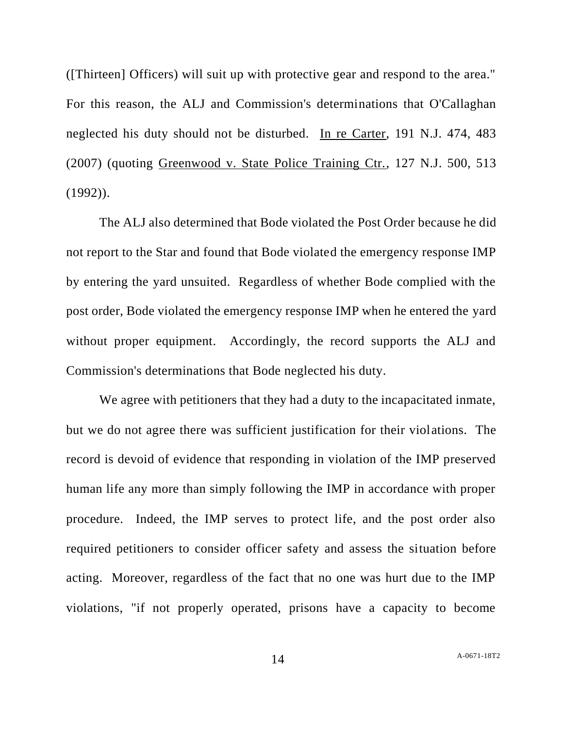([Thirteen] Officers) will suit up with protective gear and respond to the area." For this reason, the ALJ and Commission's determinations that O'Callaghan neglected his duty should not be disturbed. In re Carter, 191 N.J. 474, 483 (2007) (quoting Greenwood v. State Police Training Ctr., 127 N.J. 500, 513 (1992)).

The ALJ also determined that Bode violated the Post Order because he did not report to the Star and found that Bode violated the emergency response IMP by entering the yard unsuited. Regardless of whether Bode complied with the post order, Bode violated the emergency response IMP when he entered the yard without proper equipment. Accordingly, the record supports the ALJ and Commission's determinations that Bode neglected his duty.

We agree with petitioners that they had a duty to the incapacitated inmate, but we do not agree there was sufficient justification for their violations. The record is devoid of evidence that responding in violation of the IMP preserved human life any more than simply following the IMP in accordance with proper procedure. Indeed, the IMP serves to protect life, and the post order also required petitioners to consider officer safety and assess the situation before acting. Moreover, regardless of the fact that no one was hurt due to the IMP violations, "if not properly operated, prisons have a capacity to become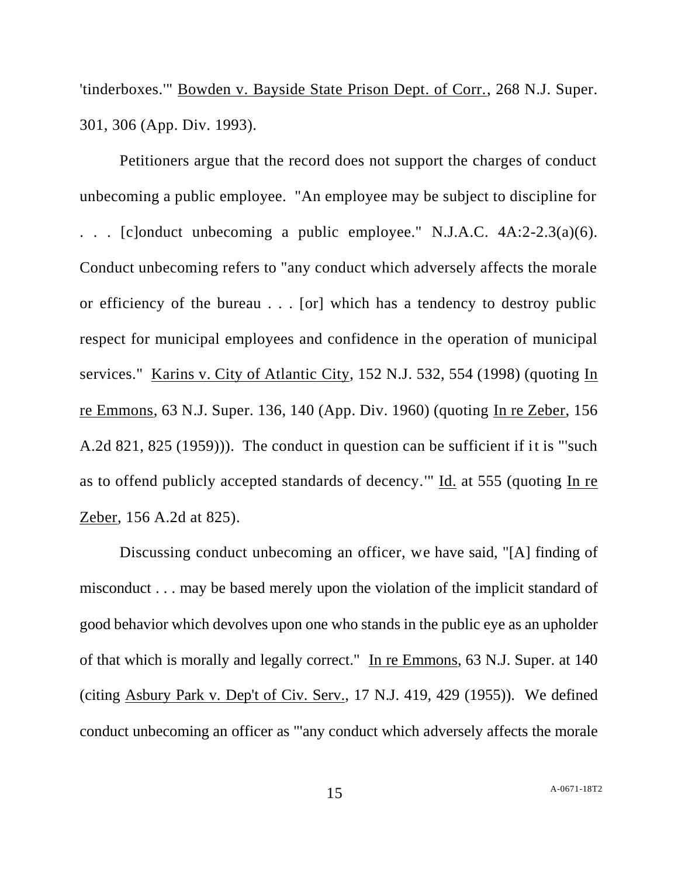'tinderboxes.'" Bowden v. Bayside State Prison Dept. of Corr., 268 N.J. Super. 301, 306 (App. Div. 1993).

Petitioners argue that the record does not support the charges of conduct unbecoming a public employee. "An employee may be subject to discipline for . . . [c]onduct unbecoming a public employee." N.J.A.C. 4A:2-2.3(a)(6). Conduct unbecoming refers to "any conduct which adversely affects the morale or efficiency of the bureau . . . [or] which has a tendency to destroy public respect for municipal employees and confidence in the operation of municipal services." Karins v. City of Atlantic City, 152 N.J. 532, 554 (1998) (quoting In re Emmons, 63 N.J. Super. 136, 140 (App. Div. 1960) (quoting In re Zeber, 156 A.2d 821, 825 (1959))). The conduct in question can be sufficient if it is "'such as to offend publicly accepted standards of decency.'" Id. at 555 (quoting In re Zeber, 156 A.2d at 825).

Discussing conduct unbecoming an officer, we have said, "[A] finding of misconduct . . . may be based merely upon the violation of the implicit standard of good behavior which devolves upon one who stands in the public eye as an upholder of that which is morally and legally correct." In re Emmons, 63 N.J. Super. at 140 (citing Asbury Park v. Dep't of Civ. Serv., 17 N.J. 419, 429 (1955)). We defined conduct unbecoming an officer as "'any conduct which adversely affects the morale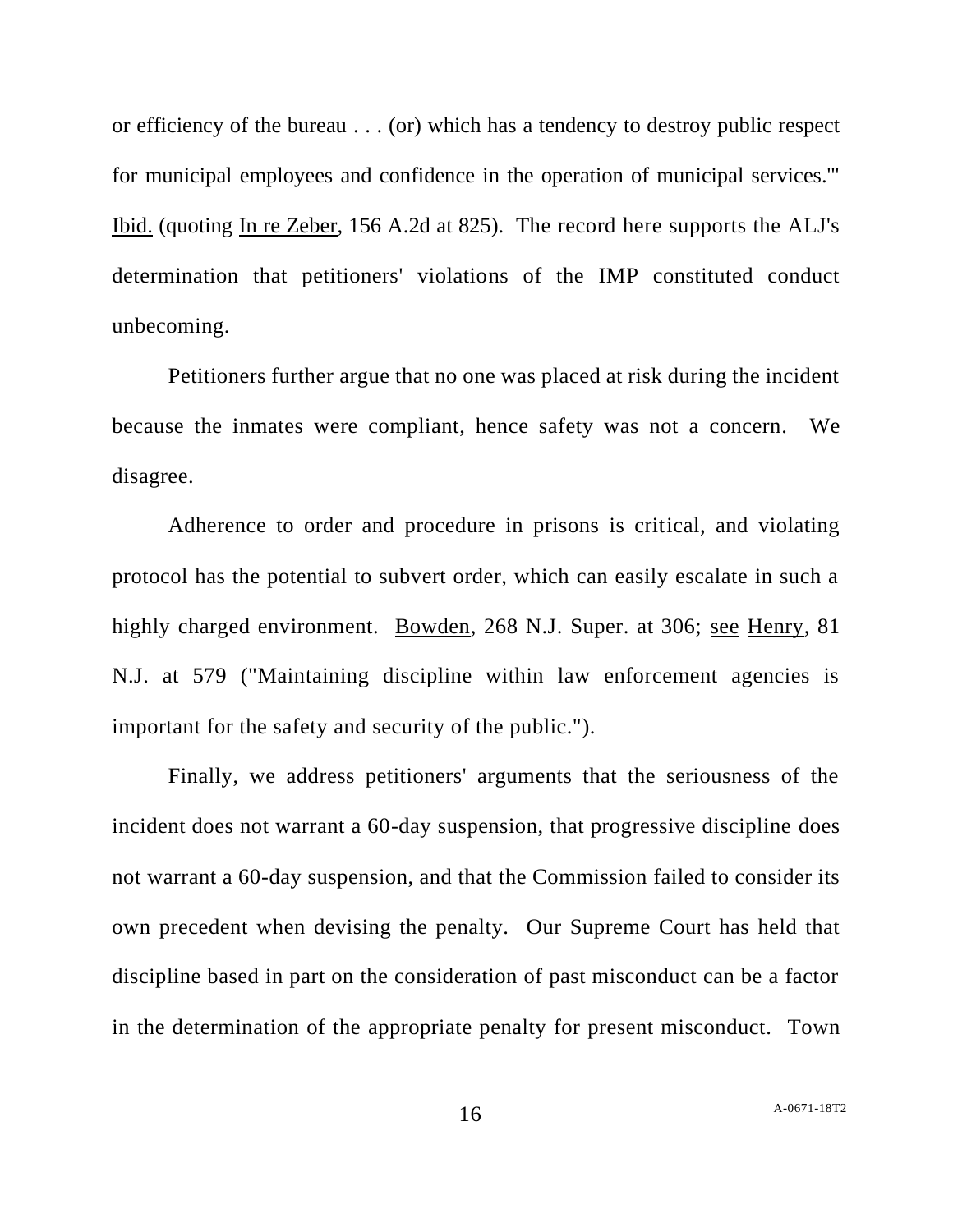or efficiency of the bureau . . . (or) which has a tendency to destroy public respect for municipal employees and confidence in the operation of municipal services.'" Ibid. (quoting In re Zeber, 156 A.2d at 825). The record here supports the ALJ's determination that petitioners' violations of the IMP constituted conduct unbecoming.

Petitioners further argue that no one was placed at risk during the incident because the inmates were compliant, hence safety was not a concern. We disagree.

Adherence to order and procedure in prisons is critical, and violating protocol has the potential to subvert order, which can easily escalate in such a highly charged environment. Bowden, 268 N.J. Super. at 306; see Henry, 81 N.J. at 579 ("Maintaining discipline within law enforcement agencies is important for the safety and security of the public.").

Finally, we address petitioners' arguments that the seriousness of the incident does not warrant a 60-day suspension, that progressive discipline does not warrant a 60-day suspension, and that the Commission failed to consider its own precedent when devising the penalty. Our Supreme Court has held that discipline based in part on the consideration of past misconduct can be a factor in the determination of the appropriate penalty for present misconduct. Town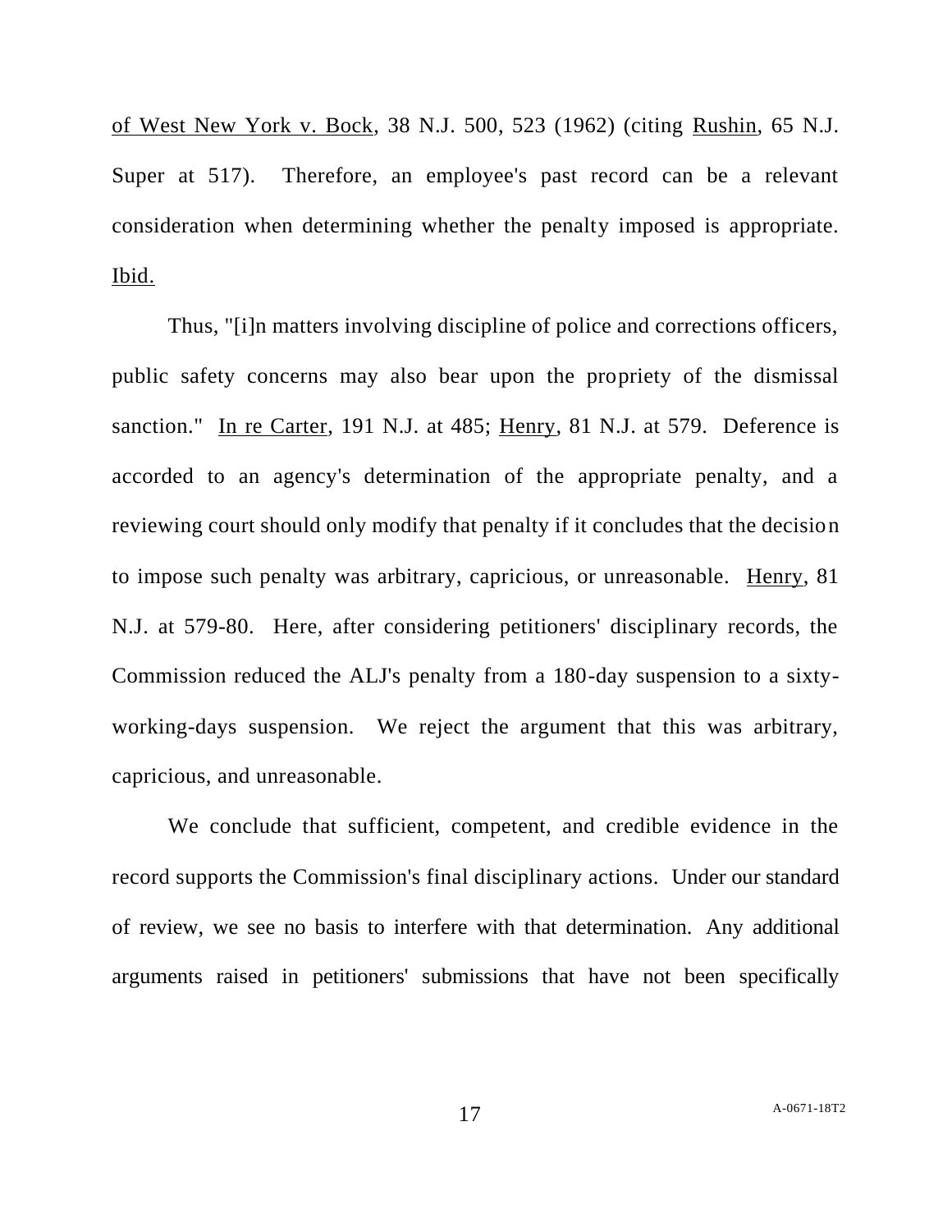of West New York v. Bock, 38 N.J. 500, 523 (1962) (citing Rushin, 65 N.J. Super at 517). Therefore, an employee's past record can be a relevant consideration when determining whether the penalty imposed is appropriate. Ibid.

Thus, "[i]n matters involving discipline of police and corrections officers, public safety concerns may also bear upon the propriety of the dismissal sanction." In re Carter, 191 N.J. at 485; Henry, 81 N.J. at 579. Deference is accorded to an agency's determination of the appropriate penalty, and a reviewing court should only modify that penalty if it concludes that the decision to impose such penalty was arbitrary, capricious, or unreasonable. Henry, 81 N.J. at 579-80. Here, after considering petitioners' disciplinary records, the Commission reduced the ALJ's penalty from a 180-day suspension to a sixty-working-days suspension. We reject the argument that this was arbitrary, capricious, and unreasonable.

We conclude that sufficient, competent, and credible evidence in the record supports the Commission's final disciplinary actions. Under our standard of review, we see no basis to interfere with that determination. Any additional arguments raised in petitioners' submissions that have not been specifically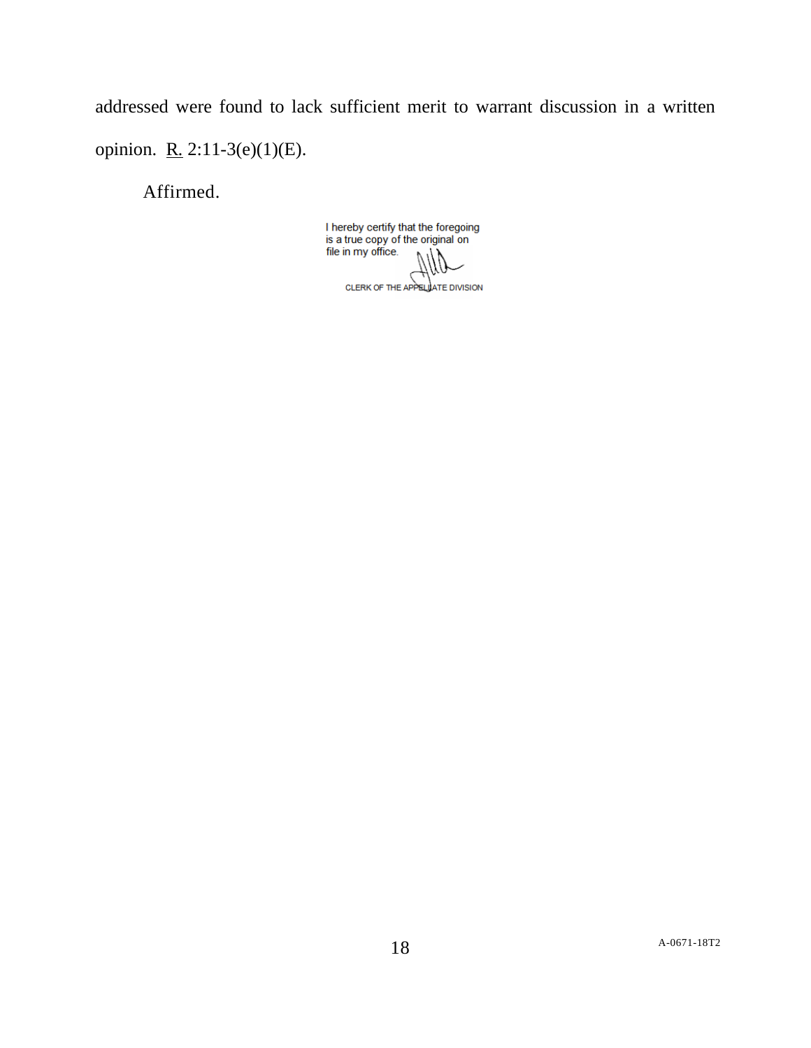addressed were found to lack sufficient merit to warrant discussion in a written opinion. R. 2:11-3(e)(1)(E).

Affirmed.

I hereby certify that the foregoing is a true copy of the original on file in my office.

CLERK OF THE APPELLATE DIVISION